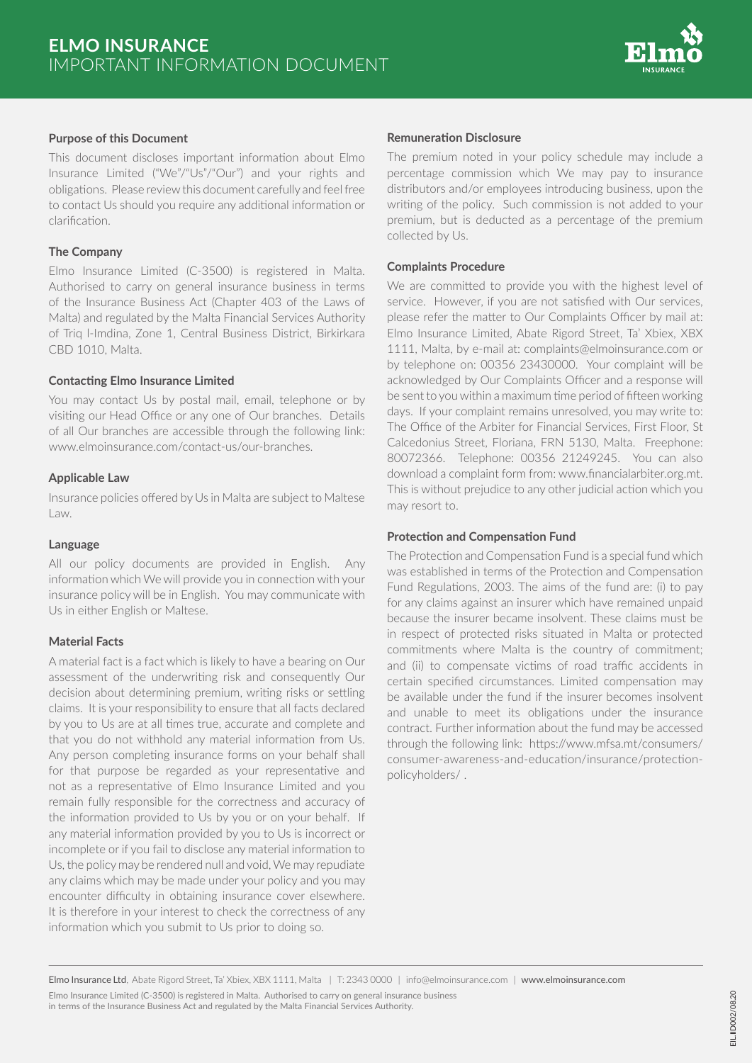# ELMO INSURANCE
## IMPORTANT INFORMATION DOCUMENT

### Purpose of this Document

This document discloses important information about Elmo Insurance Limited ("We"/"Us"/"Our") and your rights and obligations. Please review this document carefully and feel free to contact Us should you require any additional information or clarification.

### The Company

Elmo Insurance Limited (C-3500) is registered in Malta. Authorised to carry on general insurance business in terms of the Insurance Business Act (Chapter 403 of the Laws of Malta) and regulated by the Malta Financial Services Authority of Triq l-Imdina, Zone 1, Central Business District, Birkirkara CBD 1010, Malta.

### Contacting Elmo Insurance Limited

You may contact Us by postal mail, email, telephone or by visiting our Head Office or any one of Our branches. Details of all Our branches are accessible through the following link: www.elmoinsurance.com/contact-us/our-branches.

### Applicable Law

Insurance policies offered by Us in Malta are subject to Maltese Law.

### Language

All our policy documents are provided in English. Any information which We will provide you in connection with your insurance policy will be in English. You may communicate with Us in either English or Maltese.

### Material Facts

A material fact is a fact which is likely to have a bearing on Our assessment of the underwriting risk and consequently Our decision about determining premium, writing risks or settling claims. It is your responsibility to ensure that all facts declared by you to Us are at all times true, accurate and complete and that you do not withhold any material information from Us. Any person completing insurance forms on your behalf shall for that purpose be regarded as your representative and not as a representative of Elmo Insurance Limited and you remain fully responsible for the correctness and accuracy of the information provided to Us by you or on your behalf. If any material information provided by you to Us is incorrect or incomplete or if you fail to disclose any material information to Us, the policy may be rendered null and void, We may repudiate any claims which may be made under your policy and you may encounter difficulty in obtaining insurance cover elsewhere. It is therefore in your interest to check the correctness of any information which you submit to Us prior to doing so.

### Remuneration Disclosure

The premium noted in your policy schedule may include a percentage commission which We may pay to insurance distributors and/or employees introducing business, upon the writing of the policy. Such commission is not added to your premium, but is deducted as a percentage of the premium collected by Us.

### Complaints Procedure

We are committed to provide you with the highest level of service. However, if you are not satisfied with Our services, please refer the matter to Our Complaints Officer by mail at: Elmo Insurance Limited, Abate Rigord Street, Ta' Xbiex, XBX 1111, Malta, by e-mail at: complaints@elmoinsurance.com or by telephone on: 00356 23430000. Your complaint will be acknowledged by Our Complaints Officer and a response will be sent to you within a maximum time period of fifteen working days. If your complaint remains unresolved, you may write to: The Office of the Arbiter for Financial Services, First Floor, St Calcedonius Street, Floriana, FRN 5130, Malta. Freephone: 80072366. Telephone: 00356 21249245. You can also download a complaint form from: www.financialarbiter.org.mt. This is without prejudice to any other judicial action which you may resort to.

### Protection and Compensation Fund

The Protection and Compensation Fund is a special fund which was established in terms of the Protection and Compensation Fund Regulations, 2003. The aims of the fund are: (i) to pay for any claims against an insurer which have remained unpaid because the insurer became insolvent. These claims must be in respect of protected risks situated in Malta or protected commitments where Malta is the country of commitment; and (ii) to compensate victims of road traffic accidents in certain specified circumstances. Limited compensation may be available under the fund if the insurer becomes insolvent and unable to meet its obligations under the insurance contract. Further information about the fund may be accessed through the following link: https://www.mfsa.mt/consumers/consumer-awareness-and-education/insurance/protection-policyholders/ .

**Elmo Insurance Ltd**, Abate Rigord Street, Ta' Xbiex, XBX 1111, Malta | T: 2343 0000 | info@elmoinsurance.com | **www.elmoinsurance.com**

Elmo Insurance Limited (C-3500) is registered in Malta. Authorised to carry on general insurance business in terms of the Insurance Business Act and regulated by the Malta Financial Services Authority.

EIL IID002/08.20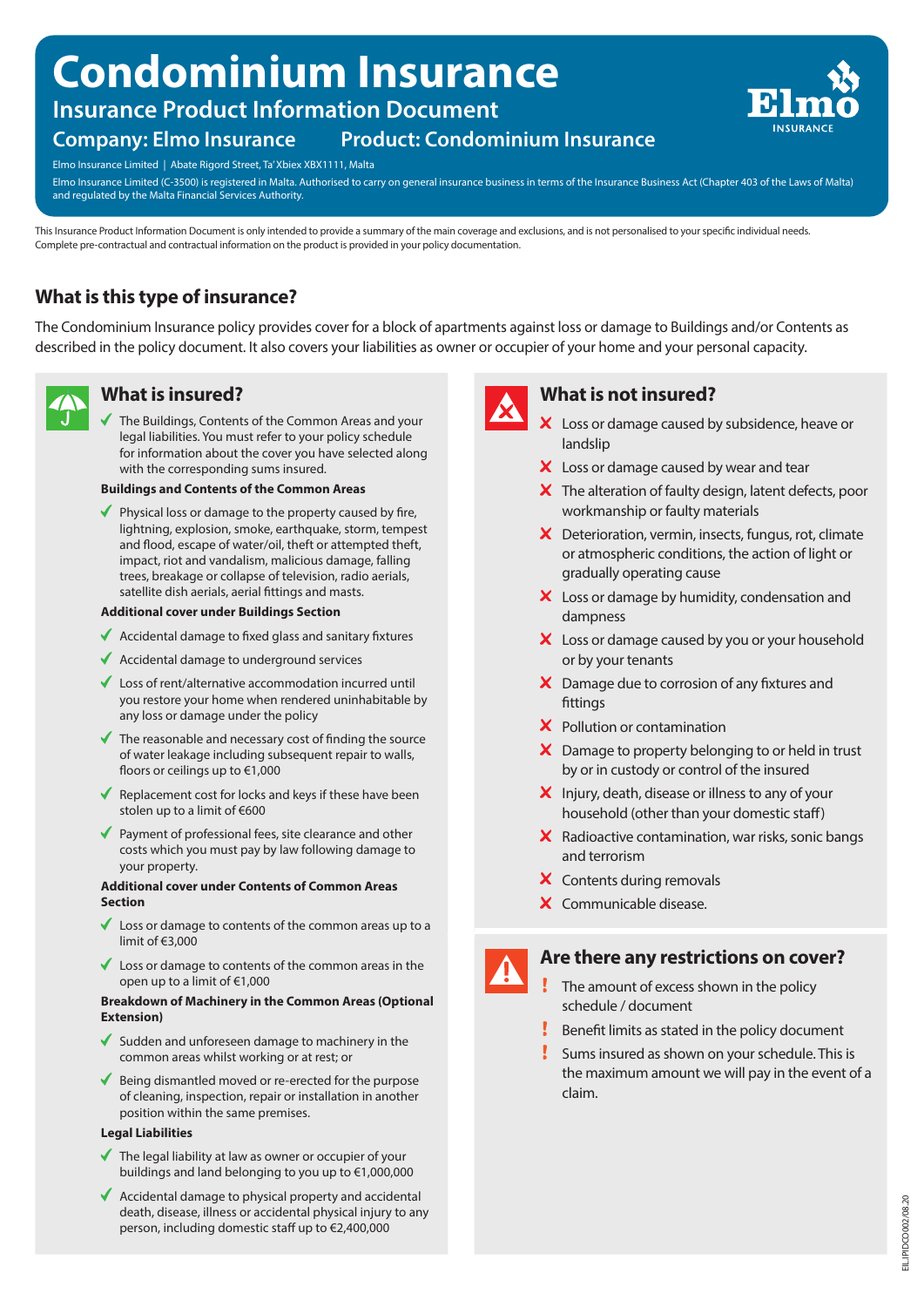# Condominium Insurance

## Insurance Product Information Document

**Company: Elmo Insurance** **Product: Condominium Insurance**

Elmo Insurance Limited | Abate Rigord Street, Ta' Xbiex XBX1111, Malta

Elmo Insurance Limited (C-3500) is registered in Malta. Authorised to carry on general insurance business in terms of the Insurance Business Act (Chapter 403 of the Laws of Malta) and regulated by the Malta Financial Services Authority.

This Insurance Product Information Document is only intended to provide a summary of the main coverage and exclusions, and is not personalised to your specific individual needs. Complete pre-contractual and contractual information on the product is provided in your policy documentation.

## What is this type of insurance?

The Condominium Insurance policy provides cover for a block of apartments against loss or damage to Buildings and/or Contents as described in the policy document. It also covers your liabilities as owner or occupier of your home and your personal capacity.

### What is insured?

- ✓ The Buildings, Contents of the Common Areas and your legal liabilities. You must refer to your policy schedule for information about the cover you have selected along with the corresponding sums insured.

**Buildings and Contents of the Common Areas**

- ✓ Physical loss or damage to the property caused by fire, lightning, explosion, smoke, earthquake, storm, tempest and flood, escape of water/oil, theft or attempted theft, impact, riot and vandalism, malicious damage, falling trees, breakage or collapse of television, radio aerials, satellite dish aerials, aerial fittings and masts.

**Additional cover under Buildings Section**

- ✓ Accidental damage to fixed glass and sanitary fixtures
- ✓ Accidental damage to underground services
- ✓ Loss of rent/alternative accommodation incurred until you restore your home when rendered uninhabitable by any loss or damage under the policy
- ✓ The reasonable and necessary cost of finding the source of water leakage including subsequent repair to walls, floors or ceilings up to €1,000
- ✓ Replacement cost for locks and keys if these have been stolen up to a limit of €600
- ✓ Payment of professional fees, site clearance and other costs which you must pay by law following damage to your property.

**Additional cover under Contents of Common Areas Section**

- ✓ Loss or damage to contents of the common areas up to a limit of €3,000
- ✓ Loss or damage to contents of the common areas in the open up to a limit of €1,000

**Breakdown of Machinery in the Common Areas (Optional Extension)**

- ✓ Sudden and unforeseen damage to machinery in the common areas whilst working or at rest; or
- ✓ Being dismantled moved or re-erected for the purpose of cleaning, inspection, repair or installation in another position within the same premises.

**Legal Liabilities**

- ✓ The legal liability at law as owner or occupier of your buildings and land belonging to you up to €1,000,000
- ✓ Accidental damage to physical property and accidental death, disease, illness or accidental physical injury to any person, including domestic staff up to €2,400,000

### What is not insured?

- ✗ Loss or damage caused by subsidence, heave or landslip
- ✗ Loss or damage caused by wear and tear
- ✗ The alteration of faulty design, latent defects, poor workmanship or faulty materials
- ✗ Deterioration, vermin, insects, fungus, rot, climate or atmospheric conditions, the action of light or gradually operating cause
- ✗ Loss or damage by humidity, condensation and dampness
- ✗ Loss or damage caused by you or your household or by your tenants
- ✗ Damage due to corrosion of any fixtures and fittings
- ✗ Pollution or contamination
- ✗ Damage to property belonging to or held in trust by or in custody or control of the insured
- ✗ Injury, death, disease or illness to any of your household (other than your domestic staff)
- ✗ Radioactive contamination, war risks, sonic bangs and terrorism
- ✗ Contents during removals
- ✗ Communicable disease.

### Are there any restrictions on cover?

- ! The amount of excess shown in the policy schedule / document
- ! Benefit limits as stated in the policy document
- ! Sums insured as shown on your schedule. This is the maximum amount we will pay in the event of a claim.

EIL.PIDCO002/08.20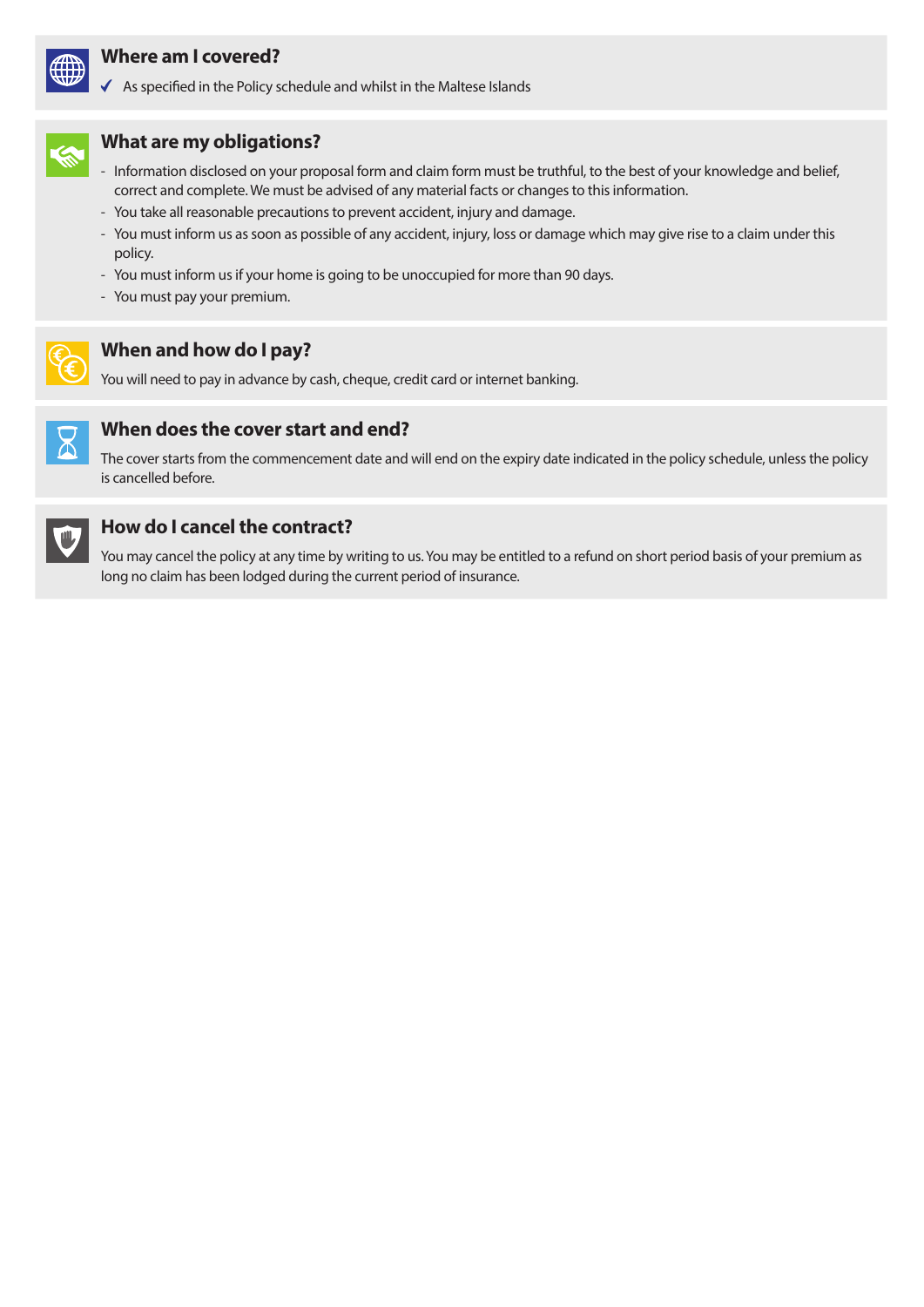## Where am I covered?

✓ As specified in the Policy schedule and whilst in the Maltese Islands

## What are my obligations?

- Information disclosed on your proposal form and claim form must be truthful, to the best of your knowledge and belief, correct and complete. We must be advised of any material facts or changes to this information.
- You take all reasonable precautions to prevent accident, injury and damage.
- You must inform us as soon as possible of any accident, injury, loss or damage which may give rise to a claim under this policy.
- You must inform us if your home is going to be unoccupied for more than 90 days.
- You must pay your premium.

## When and how do I pay?

You will need to pay in advance by cash, cheque, credit card or internet banking.

## When does the cover start and end?

The cover starts from the commencement date and will end on the expiry date indicated in the policy schedule, unless the policy is cancelled before.

## How do I cancel the contract?

You may cancel the policy at any time by writing to us. You may be entitled to a refund on short period basis of your premium as long no claim has been lodged during the current period of insurance.